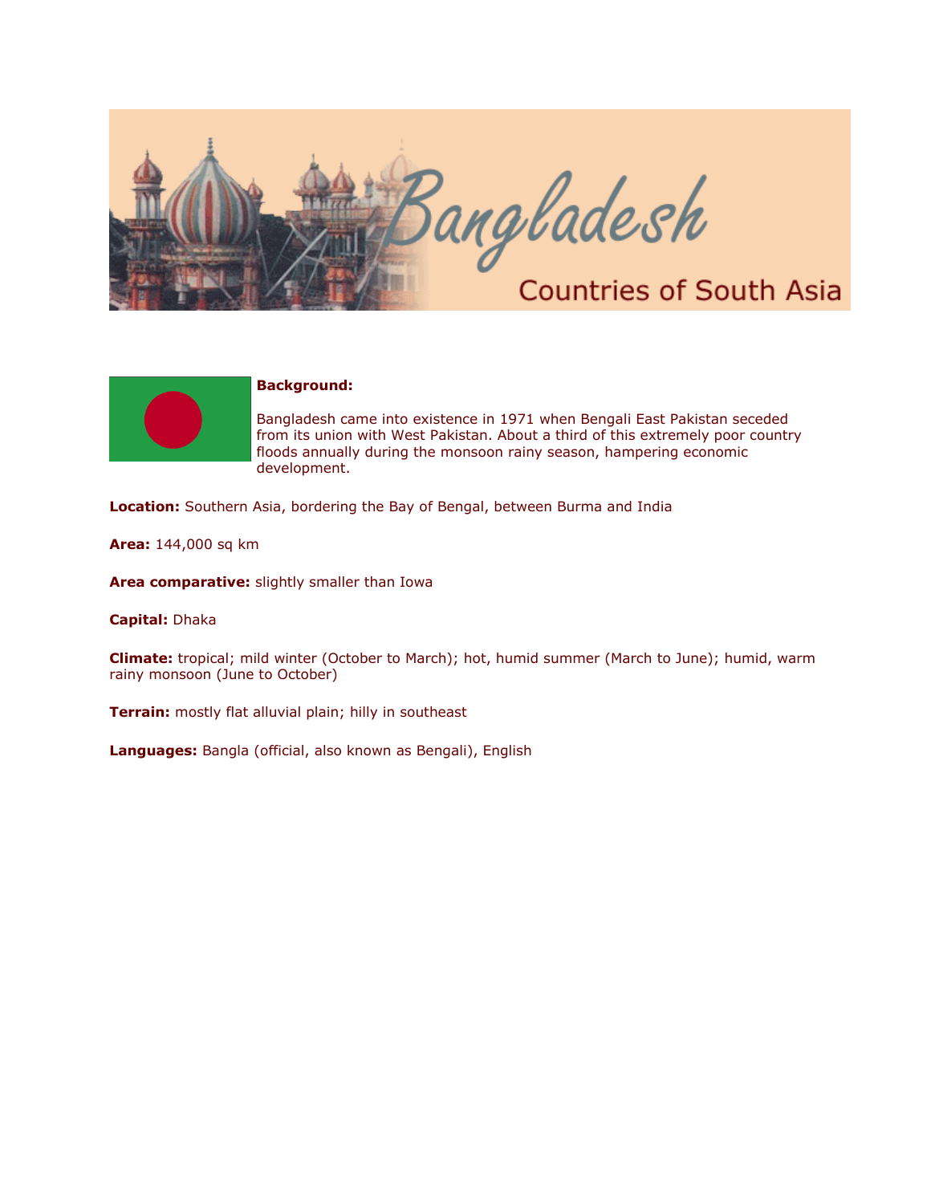# Bangladesh

## Countries of South Asia

**Background:**

Bangladesh came into existence in 1971 when Bengali East Pakistan seceded from its union with West Pakistan. About a third of this extremely poor country floods annually during the monsoon rainy season, hampering economic development.

**Location:** Southern Asia, bordering the Bay of Bengal, between Burma and India

**Area:** 144,000 sq km

**Area comparative:** slightly smaller than Iowa

**Capital:** Dhaka

**Climate:** tropical; mild winter (October to March); hot, humid summer (March to June); humid, warm rainy monsoon (June to October)

**Terrain:** mostly flat alluvial plain; hilly in southeast

**Languages:** Bangla (official, also known as Bengali), English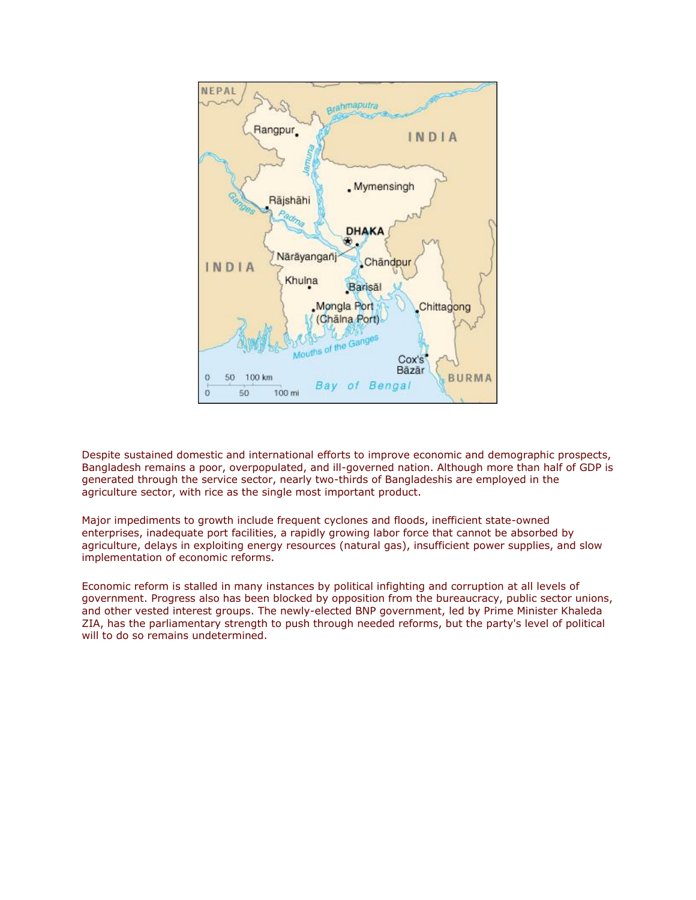NEPAL

Brahmaputra

Rangpur

INDIA

Jamuna

Mymensingh

Ganges

Rājshāhi

Padma

DHAKA

Nārāyanganj

INDIA

Chāndpur

Khulna

Barisāl

Mongla Port (Chālna Port)

Chittagong

Mouths of the Ganges

Cox's Bāzār

0 50 100 km

0 50 100 mi

Bay of Bengal

BURMA

Despite sustained domestic and international efforts to improve economic and demographic prospects, Bangladesh remains a poor, overpopulated, and ill-governed nation. Although more than half of GDP is generated through the service sector, nearly two-thirds of Bangladeshis are employed in the agriculture sector, with rice as the single most important product.

Major impediments to growth include frequent cyclones and floods, inefficient state-owned enterprises, inadequate port facilities, a rapidly growing labor force that cannot be absorbed by agriculture, delays in exploiting energy resources (natural gas), insufficient power supplies, and slow implementation of economic reforms.

Economic reform is stalled in many instances by political infighting and corruption at all levels of government. Progress also has been blocked by opposition from the bureaucracy, public sector unions, and other vested interest groups. The newly-elected BNP government, led by Prime Minister Khaleda ZIA, has the parliamentary strength to push through needed reforms, but the party's level of political will to do so remains undetermined.